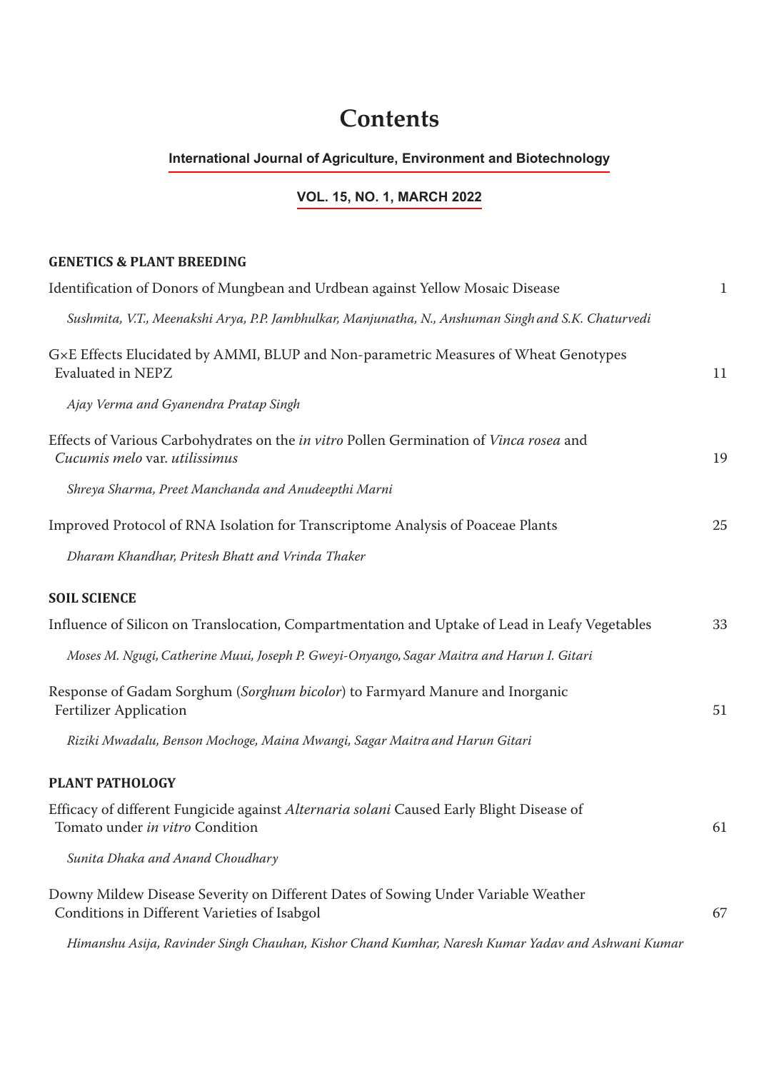# Contents

**International Journal of Agriculture, Environment and Biotechnology**

**VOL. 15, NO. 1, MARCH 2022**

## GENETICS & PLANT BREEDING

Identification of Donors of Mungbean and Urdbean against Yellow Mosaic Disease — 1

*Sushmita, V.T., Meenakshi Arya, P.P. Jambhulkar, Manjunatha, N., Anshuman Singh and S.K. Chaturvedi*

G×E Effects Elucidated by AMMI, BLUP and Non-parametric Measures of Wheat Genotypes Evaluated in NEPZ — 11

*Ajay Verma and Gyanendra Pratap Singh*

Effects of Various Carbohydrates on the *in vitro* Pollen Germination of *Vinca rosea* and *Cucumis melo* var. *utilissimus* — 19

*Shreya Sharma, Preet Manchanda and Anudeepthi Marni*

Improved Protocol of RNA Isolation for Transcriptome Analysis of Poaceae Plants — 25

*Dharam Khandhar, Pritesh Bhatt and Vrinda Thaker*

## SOIL SCIENCE

Influence of Silicon on Translocation, Compartmentation and Uptake of Lead in Leafy Vegetables — 33

*Moses M. Ngugi, Catherine Muui, Joseph P. Gweyi-Onyango, Sagar Maitra and Harun I. Gitari*

Response of Gadam Sorghum (*Sorghum bicolor*) to Farmyard Manure and Inorganic Fertilizer Application — 51

*Riziki Mwadalu, Benson Mochoge, Maina Mwangi, Sagar Maitra and Harun Gitari*

## PLANT PATHOLOGY

Efficacy of different Fungicide against *Alternaria solani* Caused Early Blight Disease of Tomato under *in vitro* Condition — 61

*Sunita Dhaka and Anand Choudhary*

Downy Mildew Disease Severity on Different Dates of Sowing Under Variable Weather Conditions in Different Varieties of Isabgol — 67

*Himanshu Asija, Ravinder Singh Chauhan, Kishor Chand Kumhar, Naresh Kumar Yadav and Ashwani Kumar*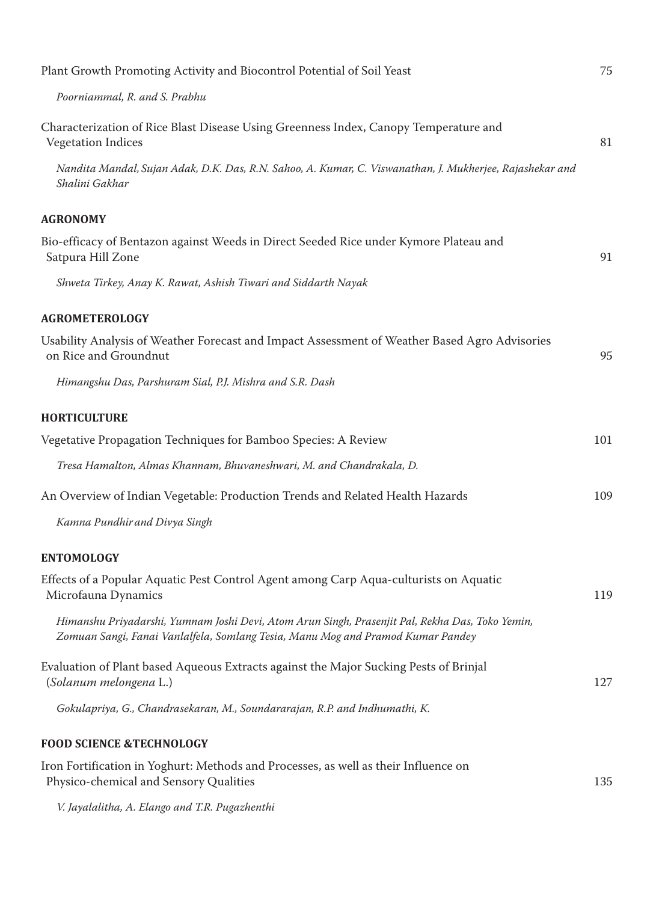Plant Growth Promoting Activity and Biocontrol Potential of Soil Yeast — 75

*Poorniammal, R. and S. Prabhu*

Characterization of Rice Blast Disease Using Greenness Index, Canopy Temperature and Vegetation Indices — 81

*Nandita Mandal, Sujan Adak, D.K. Das, R.N. Sahoo, A. Kumar, C. Viswanathan, J. Mukherjee, Rajashekar and Shalini Gakhar*

## AGRONOMY

Bio-efficacy of Bentazon against Weeds in Direct Seeded Rice under Kymore Plateau and Satpura Hill Zone — 91

*Shweta Tirkey, Anay K. Rawat, Ashish Tiwari and Siddarth Nayak*

## AGROMETEROLOGY

Usability Analysis of Weather Forecast and Impact Assessment of Weather Based Agro Advisories on Rice and Groundnut — 95

*Himangshu Das, Parshuram Sial, P.J. Mishra and S.R. Dash*

## HORTICULTURE

Vegetative Propagation Techniques for Bamboo Species: A Review — 101

*Tresa Hamalton, Almas Khannam, Bhuvaneshwari, M. and Chandrakala, D.*

An Overview of Indian Vegetable: Production Trends and Related Health Hazards — 109

*Kamna Pundhir and Divya Singh*

## ENTOMOLOGY

Effects of a Popular Aquatic Pest Control Agent among Carp Aqua-culturists on Aquatic Microfauna Dynamics — 119

*Himanshu Priyadarshi, Yumnam Joshi Devi, Atom Arun Singh, Prasenjit Pal, Rekha Das, Toko Yemin, Zomuan Sangi, Fanai Vanlalfela, Somlang Tesia, Manu Mog and Pramod Kumar Pandey*

Evaluation of Plant based Aqueous Extracts against the Major Sucking Pests of Brinjal (*Solanum melongena* L.) — 127

*Gokulapriya, G., Chandrasekaran, M., Soundararajan, R.P. and Indhumathi, K.*

## FOOD SCIENCE &TECHNOLOGY

Iron Fortification in Yoghurt: Methods and Processes, as well as their Influence on Physico-chemical and Sensory Qualities — 135

*V. Jayalalitha, A. Elango and T.R. Pugazhenthi*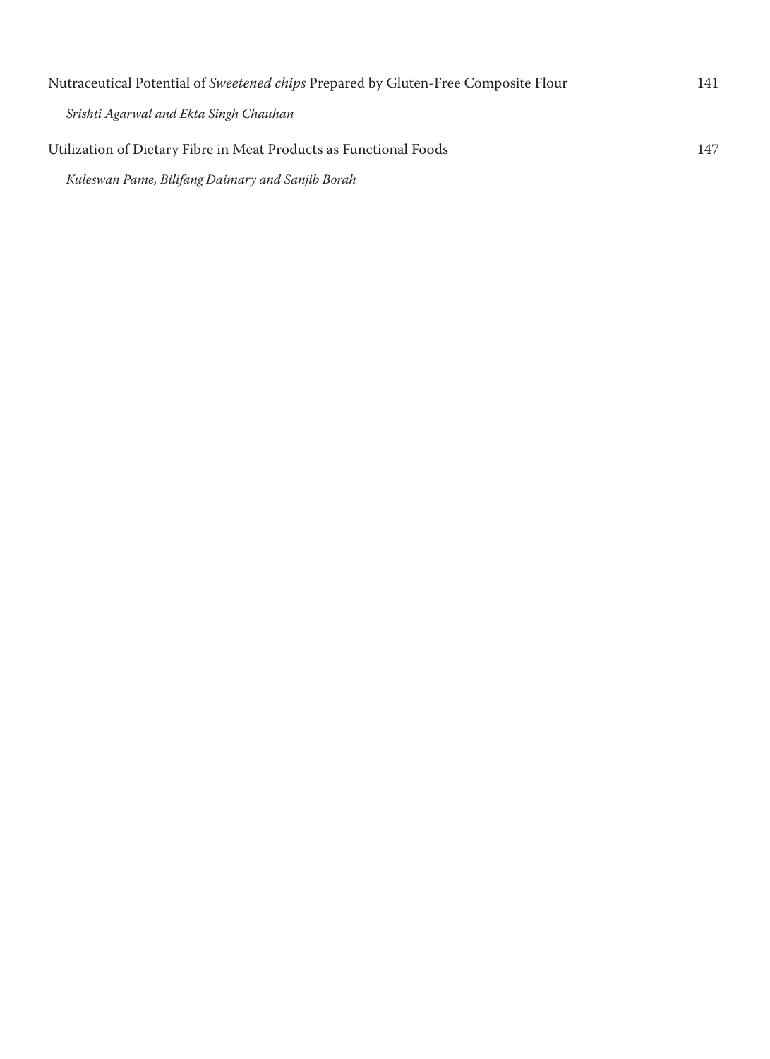Nutraceutical Potential of *Sweetened chips* Prepared by Gluten-Free Composite Flour 141

*Srishti Agarwal and Ekta Singh Chauhan*

Utilization of Dietary Fibre in Meat Products as Functional Foods 147

*Kuleswan Pame, Bilifang Daimary and Sanjib Borah*